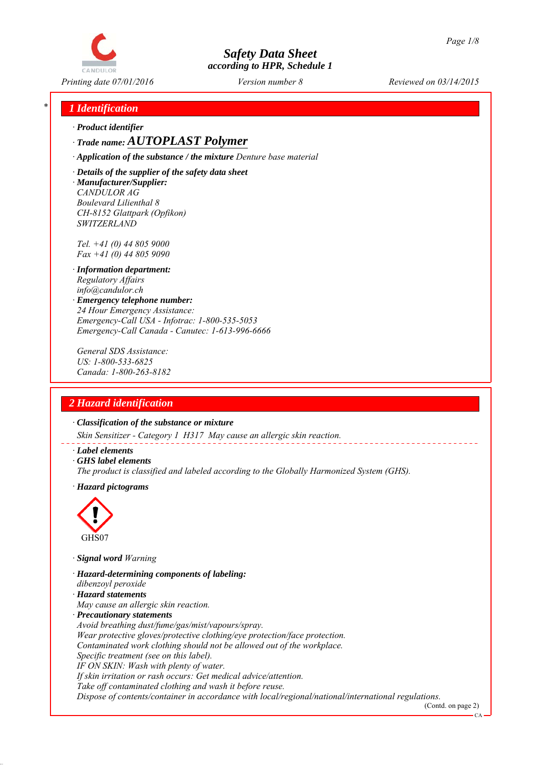# Safety Data Sheet
according to HPR, Schedule 1

Printing date 07/01/2016 — Version number 8 — Reviewed on 03/14/2015

## 1 Identification

· **Product identifier**

· **Trade name: AUTOPLAST Polymer**

· **Application of the substance / the mixture** Denture base material

· **Details of the supplier of the safety data sheet**

· **Manufacturer/Supplier:**
CANDULOR AG
Boulevard Lilienthal 8
CH-8152 Glattpark (Opfikon)
SWITZERLAND

Tel. +41 (0) 44 805 9000
Fax +41 (0) 44 805 9090

· **Information department:**
Regulatory Affairs
info@candulor.ch

· **Emergency telephone number:**
24 Hour Emergency Assistance:
Emergency-Call USA - Infotrac: 1-800-535-5053
Emergency-Call Canada - Canutec: 1-613-996-6666

General SDS Assistance:
US: 1-800-533-6825
Canada: 1-800-263-8182

## 2 Hazard identification

· **Classification of the substance or mixture**

Skin Sensitizer - Category 1 H317 May cause an allergic skin reaction.

· **Label elements**

· **GHS label elements**

The product is classified and labeled according to the Globally Harmonized System (GHS).

· **Hazard pictograms**

GHS07

· **Signal word** Warning

· **Hazard-determining components of labeling:**
dibenzoyl peroxide

· **Hazard statements**
May cause an allergic skin reaction.

· **Precautionary statements**
Avoid breathing dust/fume/gas/mist/vapours/spray.
Wear protective gloves/protective clothing/eye protection/face protection.
Contaminated work clothing should not be allowed out of the workplace.
Specific treatment (see on this label).
IF ON SKIN: Wash with plenty of water.
If skin irritation or rash occurs: Get medical advice/attention.
Take off contaminated clothing and wash it before reuse.
Dispose of contents/container in accordance with local/regional/national/international regulations.

(Contd. on page 2)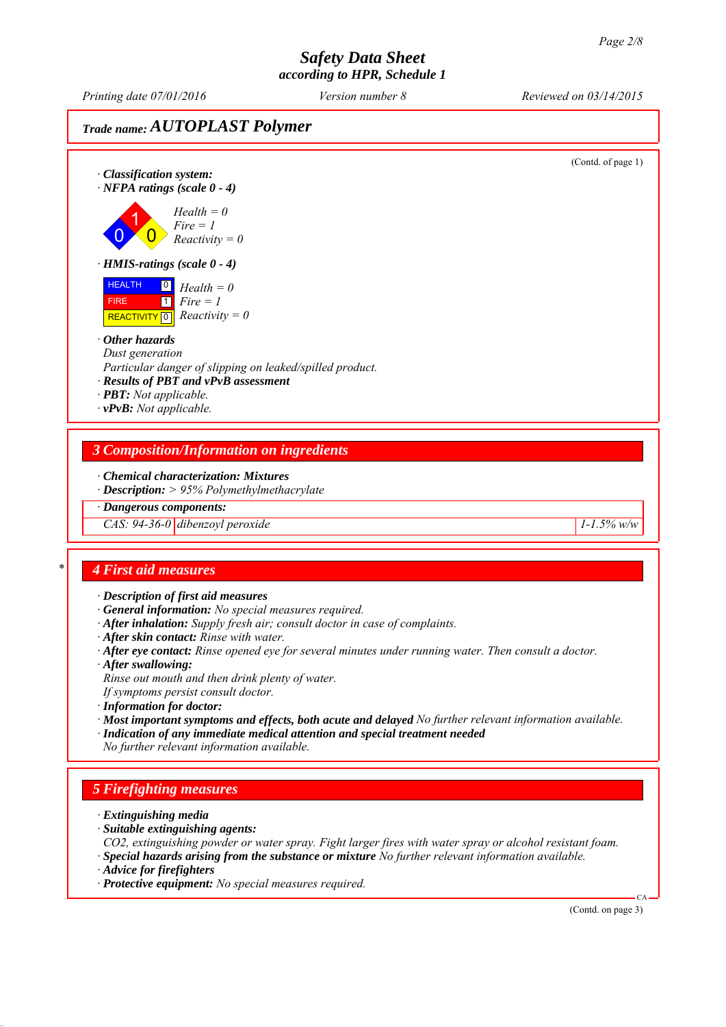# Safety Data Sheet
according to HPR, Schedule 1

Printing date 07/01/2016 | Version number 8 | Reviewed on 03/14/2015

## Trade name: AUTOPLAST Polymer

(Contd. of page 1)

· **Classification system:**
· **NFPA ratings (scale 0 - 4)**

Health = 0
Fire = 1
Reactivity = 0

· **HMIS-ratings (scale 0 - 4)**

| | | |
|---|---|---|
| HEALTH | 0 | Health = 0 |
| FIRE | 1 | Fire = 1 |
| REACTIVITY | 0 | Reactivity = 0 |

· **Other hazards**
Dust generation
Particular danger of slipping on leaked/spilled product.
· **Results of PBT and vPvB assessment**
· **PBT:** Not applicable.
· **vPvB:** Not applicable.

## 3 Composition/Information on ingredients

· **Chemical characterization: Mixtures**
· **Description:** > 95% Polymethylmethacrylate

| · Dangerous components: | | |
|---|---|---|
| CAS: 94-36-0 | dibenzoyl peroxide | 1-1.5% w/w |

## * 4 First aid measures

· **Description of first aid measures**
· **General information:** No special measures required.
· **After inhalation:** Supply fresh air; consult doctor in case of complaints.
· **After skin contact:** Rinse with water.
· **After eye contact:** Rinse opened eye for several minutes under running water. Then consult a doctor.
· **After swallowing:**
Rinse out mouth and then drink plenty of water.
If symptoms persist consult doctor.
· **Information for doctor:**
· **Most important symptoms and effects, both acute and delayed** No further relevant information available.
· **Indication of any immediate medical attention and special treatment needed**
No further relevant information available.

## 5 Firefighting measures

· **Extinguishing media**
· **Suitable extinguishing agents:**
$CO_2$, extinguishing powder or water spray. Fight larger fires with water spray or alcohol resistant foam.
· **Special hazards arising from the substance or mixture** No further relevant information available.
· **Advice for firefighters**
· **Protective equipment:** No special measures required.

(Contd. on page 3)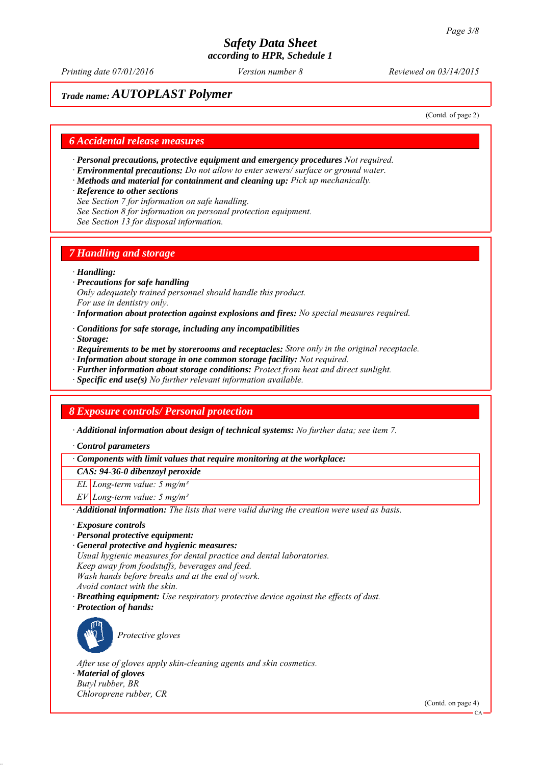# Safety Data Sheet
according to HPR, Schedule 1

Printing date 07/01/2016 | Version number 8 | Reviewed on 03/14/2015

## Trade name: AUTOPLAST Polymer

(Contd. of page 2)

## 6 Accidental release measures

· **Personal precautions, protective equipment and emergency procedures** *Not required.*
· **Environmental precautions:** *Do not allow to enter sewers/ surface or ground water.*
· **Methods and material for containment and cleaning up:** *Pick up mechanically.*
· **Reference to other sections**
*See Section 7 for information on safe handling.*
*See Section 8 for information on personal protection equipment.*
*See Section 13 for disposal information.*

## 7 Handling and storage

· **Handling:**
· **Precautions for safe handling**
*Only adequately trained personnel should handle this product.*
*For use in dentistry only.*
· **Information about protection against explosions and fires:** *No special measures required.*

· **Conditions for safe storage, including any incompatibilities**
· **Storage:**
· **Requirements to be met by storerooms and receptacles:** *Store only in the original receptacle.*
· **Information about storage in one common storage facility:** *Not required.*
· **Further information about storage conditions:** *Protect from heat and direct sunlight.*
· **Specific end use(s)** *No further relevant information available.*

## 8 Exposure controls/ Personal protection

· **Additional information about design of technical systems:** *No further data; see item 7.*

· **Control parameters**

| · Components with limit values that require monitoring at the workplace: | |
|---|---|
| **CAS: 94-36-0 dibenzoyl peroxide** | |
| EL | Long-term value: 5 mg/m³ |
| EV | Long-term value: 5 mg/m³ |

· **Additional information:** *The lists that were valid during the creation were used as basis.*

· **Exposure controls**
· **Personal protective equipment:**
· **General protective and hygienic measures:**
*Usual hygienic measures for dental practice and dental laboratories.*
*Keep away from foodstuffs, beverages and feed.*
*Wash hands before breaks and at the end of work.*
*Avoid contact with the skin.*
· **Breathing equipment:** *Use respiratory protective device against the effects of dust.*
· **Protection of hands:**

*Protective gloves*

*After use of gloves apply skin-cleaning agents and skin cosmetics.*
· **Material of gloves**
*Butyl rubber, BR*
*Chloroprene rubber, CR*

(Contd. on page 4)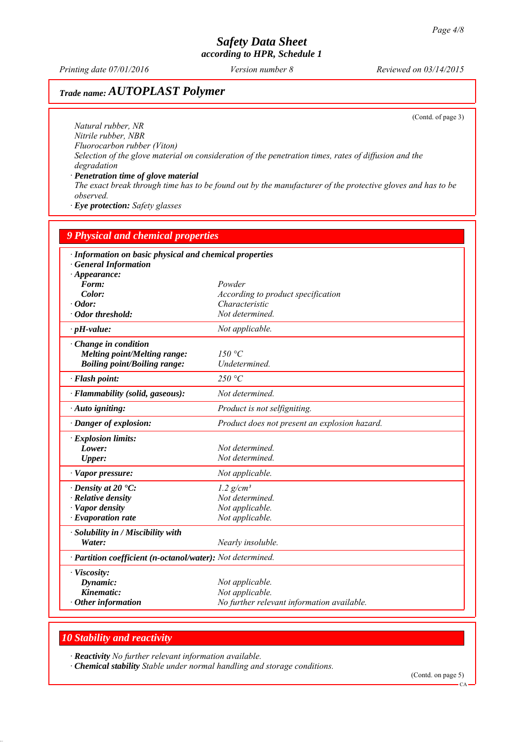(Contd. of page 3)

Natural rubber, NR
Nitrile rubber, NBR
Fluorocarbon rubber (Viton)
Selection of the glove material on consideration of the penetration times, rates of diffusion and the degradation

· **Penetration time of glove material**
The exact break through time has to be found out by the manufacturer of the protective gloves and has to be observed.

· **Eye protection:** Safety glasses

## 9 Physical and chemical properties

· **Information on basic physical and chemical properties**
· **General Information**

| Property | Value |
|---|---|
| · **Appearance:** | |
| **Form:** | Powder |
| **Color:** | According to product specification |
| · **Odor:** | Characteristic |
| · **Odor threshold:** | Not determined. |
| · **pH-value:** | Not applicable. |
| · **Change in condition** | |
| **Melting point/Melting range:** | 150 °C |
| **Boiling point/Boiling range:** | Undetermined. |
| · **Flash point:** | 250 °C |
| · **Flammability (solid, gaseous):** | Not determined. |
| · **Auto igniting:** | Product is not selfigniting. |
| · **Danger of explosion:** | Product does not present an explosion hazard. |
| · **Explosion limits:** | |
| **Lower:** | Not determined. |
| **Upper:** | Not determined. |
| · **Vapor pressure:** | Not applicable. |
| · **Density at 20 °C:** | 1.2 g/cm³ |
| · **Relative density** | Not determined. |
| · **Vapor density** | Not applicable. |
| · **Evaporation rate** | Not applicable. |
| · **Solubility in / Miscibility with** | |
| **Water:** | Nearly insoluble. |
| · **Partition coefficient (n-octanol/water):** | Not determined. |
| · **Viscosity:** | |
| **Dynamic:** | Not applicable. |
| **Kinematic:** | Not applicable. |
| · **Other information** | No further relevant information available. |

## 10 Stability and reactivity

· **Reactivity** No further relevant information available.
· **Chemical stability** Stable under normal handling and storage conditions.

(Contd. on page 5)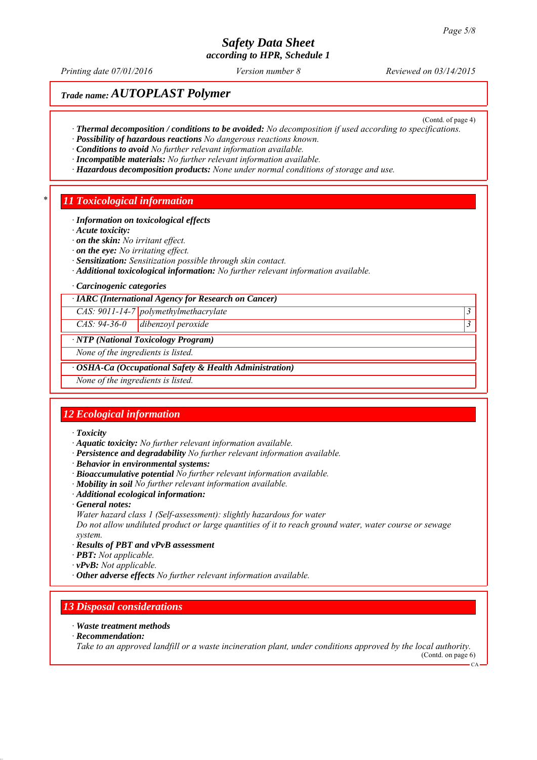(Contd. of page 4)

· **Thermal decomposition / conditions to be avoided:** *No decomposition if used according to specifications.*
· **Possibility of hazardous reactions** *No dangerous reactions known.*
· **Conditions to avoid** *No further relevant information available.*
· **Incompatible materials:** *No further relevant information available.*
· **Hazardous decomposition products:** *None under normal conditions of storage and use.*

## 11 Toxicological information

· **Information on toxicological effects**
· **Acute toxicity:**
· **on the skin:** *No irritant effect.*
· **on the eye:** *No irritating effect.*
· **Sensitization:** *Sensitization possible through skin contact.*
· **Additional toxicological information:** *No further relevant information available.*

· **Carcinogenic categories**

| · IARC (International Agency for Research on Cancer) | | |
|---|---|---|
| CAS: 9011-14-7 | polymethylmethacrylate | 3 |
| CAS: 94-36-0 | dibenzoyl peroxide | 3 |

| · NTP (National Toxicology Program) |
|---|
| None of the ingredients is listed. |

| · OSHA-Ca (Occupational Safety & Health Administration) |
|---|
| None of the ingredients is listed. |

## 12 Ecological information

· **Toxicity**
· **Aquatic toxicity:** *No further relevant information available.*
· **Persistence and degradability** *No further relevant information available.*
· **Behavior in environmental systems:**
· **Bioaccumulative potential** *No further relevant information available.*
· **Mobility in soil** *No further relevant information available.*
· **Additional ecological information:**
· **General notes:**
*Water hazard class 1 (Self-assessment): slightly hazardous for water*
*Do not allow undiluted product or large quantities of it to reach ground water, water course or sewage system.*
· **Results of PBT and vPvB assessment**
· **PBT:** *Not applicable.*
· **vPvB:** *Not applicable.*
· **Other adverse effects** *No further relevant information available.*

## 13 Disposal considerations

· **Waste treatment methods**
· **Recommendation:**
*Take to an approved landfill or a waste incineration plant, under conditions approved by the local authority.*

(Contd. on page 6)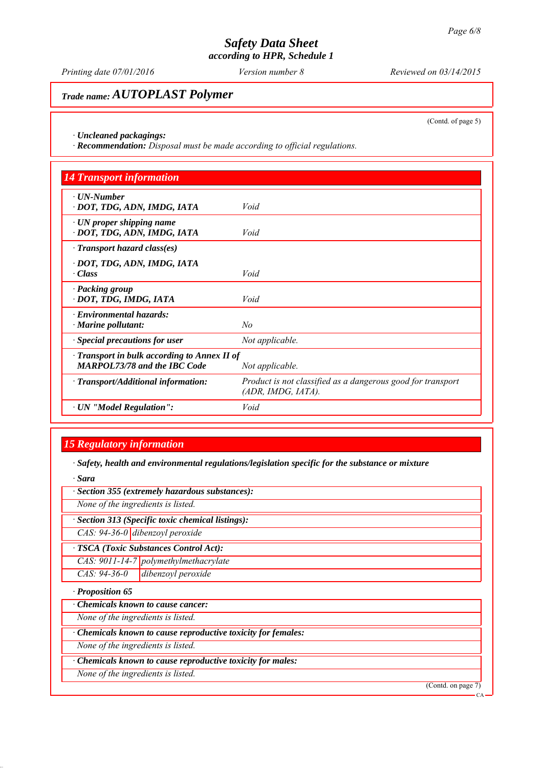**Safety Data Sheet**
*according to HPR, Schedule 1*

Printing date 07/01/2016 | Version number 8 | Reviewed on 03/14/2015

**Trade name: AUTOPLAST Polymer**

(Contd. of page 5)

· **Uncleaned packagings:**
· **Recommendation:** *Disposal must be made according to official regulations.*

## 14 Transport information

| | |
|---|---|
| · **UN-Number**<br>· **DOT, TDG, ADN, IMDG, IATA** | *Void* |
| · **UN proper shipping name**<br>· **DOT, TDG, ADN, IMDG, IATA** | *Void* |
| · **Transport hazard class(es)** | |
| · **DOT, TDG, ADN, IMDG, IATA**<br>· **Class** | *Void* |
| · **Packing group**<br>· **DOT, TDG, IMDG, IATA** | *Void* |
| · **Environmental hazards:**<br>· **Marine pollutant:** | *No* |
| · **Special precautions for user** | *Not applicable.* |
| · **Transport in bulk according to Annex II of MARPOL73/78 and the IBC Code** | *Not applicable.* |
| · **Transport/Additional information:** | *Product is not classified as a dangerous good for transport (ADR, IMDG, IATA).* |
| · **UN "Model Regulation":** | *Void* |

## 15 Regulatory information

· **Safety, health and environmental regulations/legislation specific for the substance or mixture**

· **Sara**

· **Section 355 (extremely hazardous substances):**

*None of the ingredients is listed.*

· **Section 313 (Specific toxic chemical listings):**

| | |
|---|---|
| CAS: 94-36-0 | dibenzoyl peroxide |

· **TSCA (Toxic Substances Control Act):**

| | |
|---|---|
| CAS: 9011-14-7 | polymethylmethacrylate |
| CAS: 94-36-0 | dibenzoyl peroxide |

· **Proposition 65**

· **Chemicals known to cause cancer:**

*None of the ingredients is listed.*

· **Chemicals known to cause reproductive toxicity for females:**

*None of the ingredients is listed.*

· **Chemicals known to cause reproductive toxicity for males:**

*None of the ingredients is listed.*

(Contd. on page 7)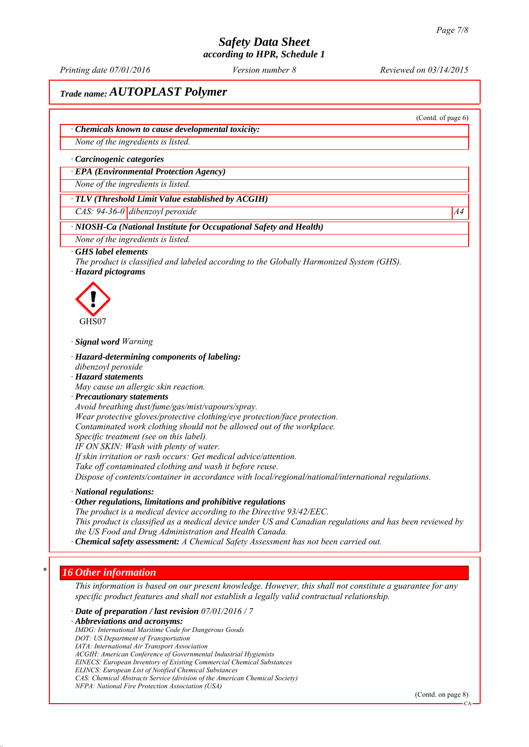# Safety Data Sheet
## according to HPR, Schedule 1

Printing date 07/01/2016 | Version number 8 | Reviewed on 03/14/2015

## Trade name: AUTOPLAST Polymer

(Contd. of page 6)

· **Chemicals known to cause developmental toxicity:**

None of the ingredients is listed.

· **Carcinogenic categories**

· **EPA (Environmental Protection Agency)**

None of the ingredients is listed.

· **TLV (Threshold Limit Value established by ACGIH)**

| CAS: 94-36-0 | dibenzoyl peroxide | A4 |
|---|---|---|

· **NIOSH-Ca (National Institute for Occupational Safety and Health)**

None of the ingredients is listed.

· **GHS label elements**

The product is classified and labeled according to the Globally Harmonized System (GHS).

· **Hazard pictograms**

GHS07

· **Signal word** Warning

· **Hazard-determining components of labeling:**

dibenzoyl peroxide

· **Hazard statements**

May cause an allergic skin reaction.

· **Precautionary statements**

Avoid breathing dust/fume/gas/mist/vapours/spray.
Wear protective gloves/protective clothing/eye protection/face protection.
Contaminated work clothing should not be allowed out of the workplace.
Specific treatment (see on this label).
IF ON SKIN: Wash with plenty of water.
If skin irritation or rash occurs: Get medical advice/attention.
Take off contaminated clothing and wash it before reuse.
Dispose of contents/container in accordance with local/regional/national/international regulations.

· **National regulations:**

· **Other regulations, limitations and prohibitive regulations**

The product is a medical device according to the Directive 93/42/EEC.
This product is classified as a medical device under US and Canadian regulations and has been reviewed by the US Food and Drug Administration and Health Canada.

· **Chemical safety assessment:** A Chemical Safety Assessment has not been carried out.

## 16 Other information

This information is based on our present knowledge. However, this shall not constitute a guarantee for any specific product features and shall not establish a legally valid contractual relationship.

· **Date of preparation / last revision** 07/01/2016 / 7

· **Abbreviations and acronyms:**

IMDG: International Maritime Code for Dangerous Goods
DOT: US Department of Transportation
IATA: International Air Transport Association
ACGIH: American Conference of Governmental Industrial Hygienists
EINECS: European Inventory of Existing Commercial Chemical Substances
ELINCS: European List of Notified Chemical Substances
CAS: Chemical Abstracts Service (division of the American Chemical Society)
NFPA: National Fire Protection Association (USA)

(Contd. on page 8)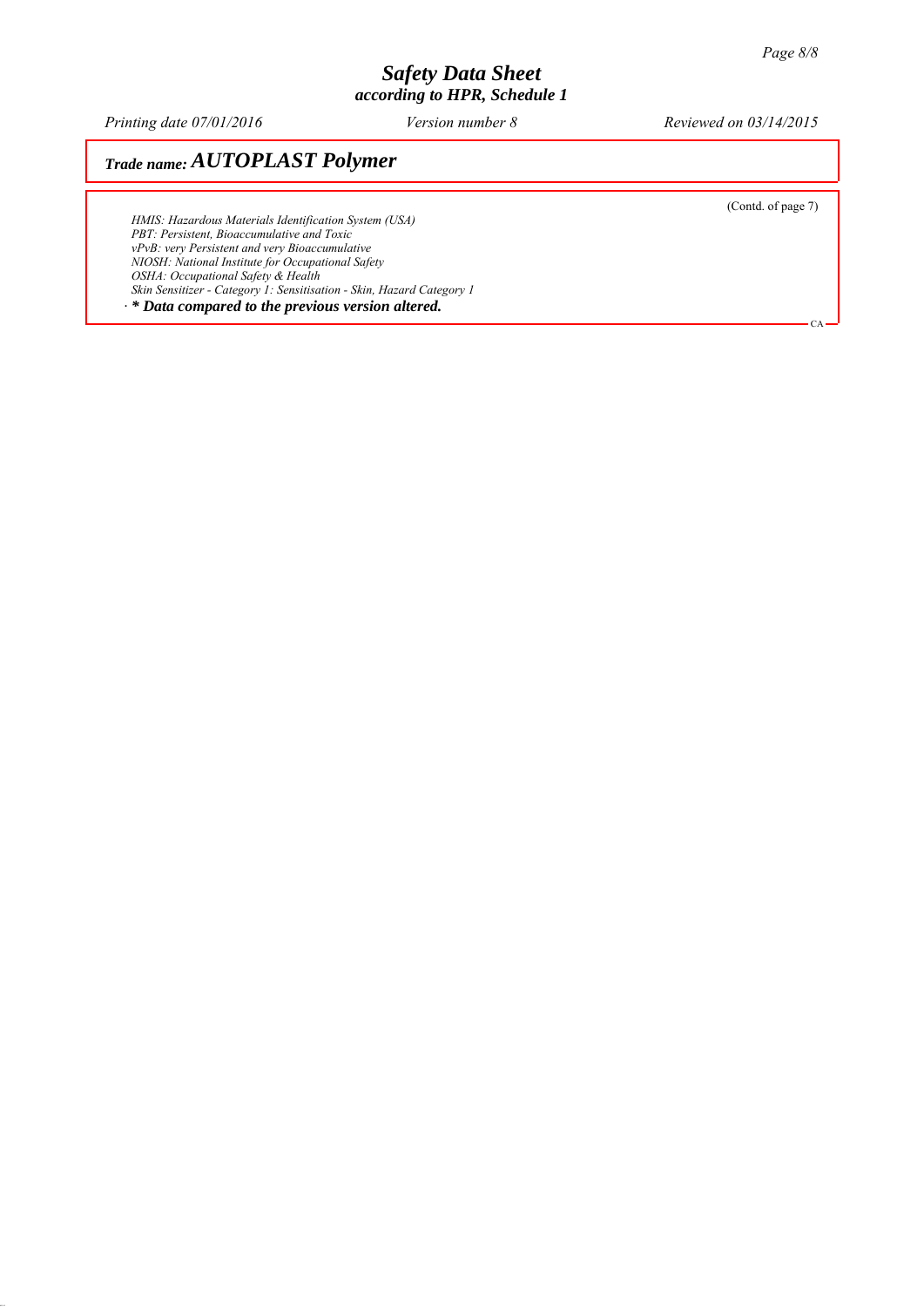*Trade name:* ***AUTOPLAST Polymer***

(Contd. of page 7)

*HMIS: Hazardous Materials Identification System (USA)*
*PBT: Persistent, Bioaccumulative and Toxic*
*vPvB: very Persistent and very Bioaccumulative*
*NIOSH: National Institute for Occupational Safety*
*OSHA: Occupational Safety & Health*
*Skin Sensitizer - Category 1: Sensitisation - Skin, Hazard Category 1*

**· * Data compared to the previous version altered.**

CA